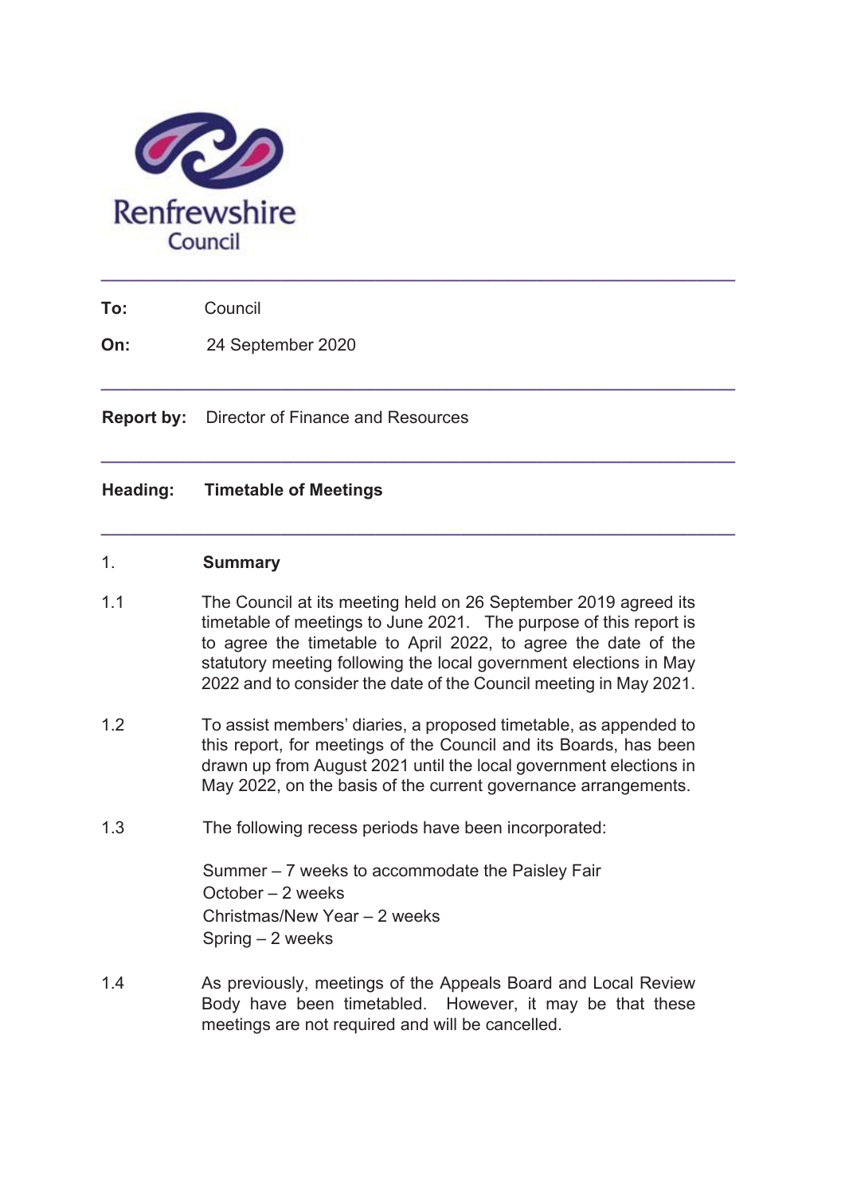Renfrewshire Council

---

**To:** Council

**On:** 24 September 2020

---

**Report by:** Director of Finance and Resources

---

**Heading:** **Timetable of Meetings**

---

## 1. Summary

1.1 The Council at its meeting held on 26 September 2019 agreed its timetable of meetings to June 2021. The purpose of this report is to agree the timetable to April 2022, to agree the date of the statutory meeting following the local government elections in May 2022 and to consider the date of the Council meeting in May 2021.

1.2 To assist members' diaries, a proposed timetable, as appended to this report, for meetings of the Council and its Boards, has been drawn up from August 2021 until the local government elections in May 2022, on the basis of the current governance arrangements.

1.3 The following recess periods have been incorporated:

Summer – 7 weeks to accommodate the Paisley Fair
October – 2 weeks
Christmas/New Year – 2 weeks
Spring – 2 weeks

1.4 As previously, meetings of the Appeals Board and Local Review Body have been timetabled. However, it may be that these meetings are not required and will be cancelled.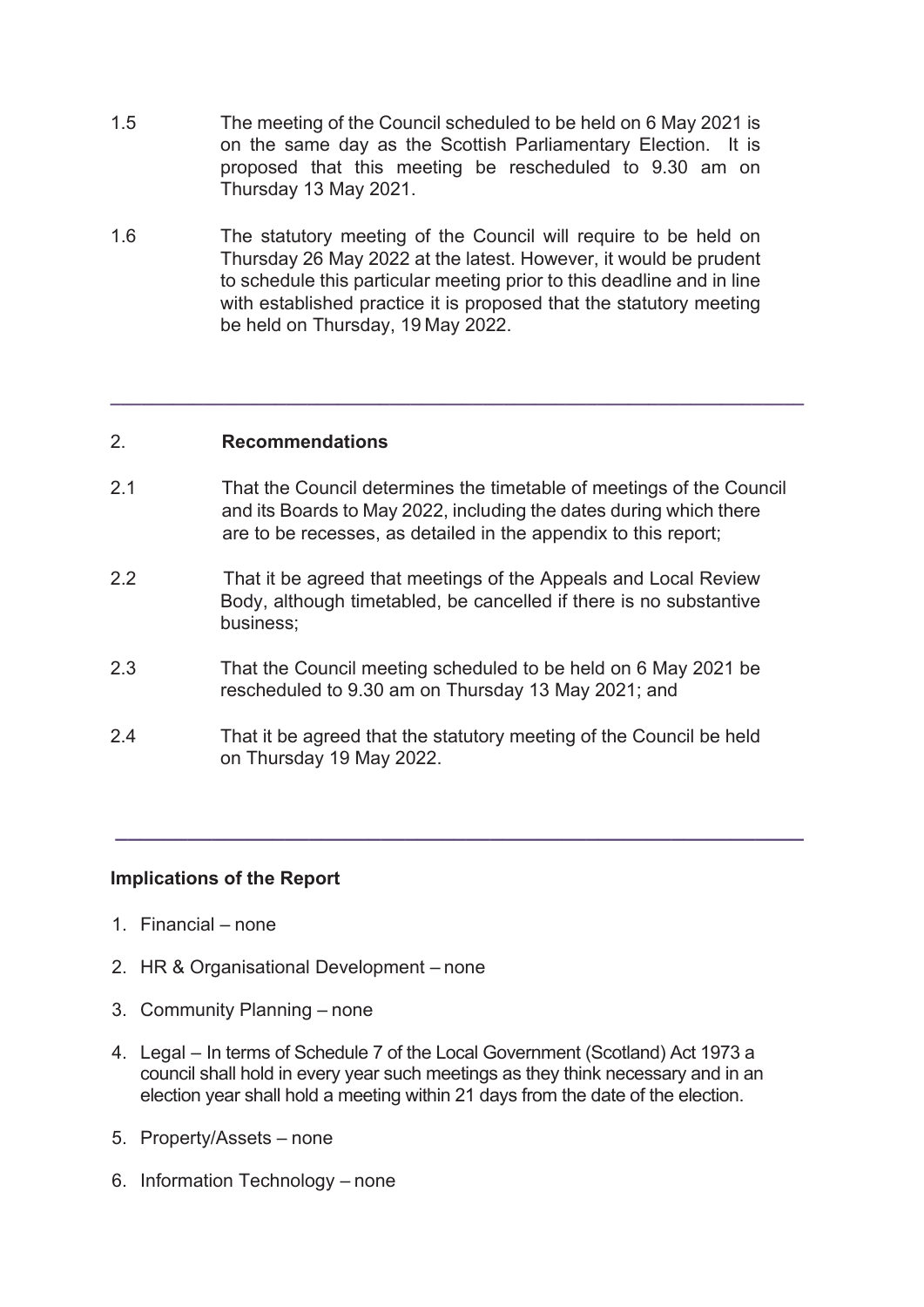1.5 The meeting of the Council scheduled to be held on 6 May 2021 is on the same day as the Scottish Parliamentary Election. It is proposed that this meeting be rescheduled to 9.30 am on Thursday 13 May 2021.

1.6 The statutory meeting of the Council will require to be held on Thursday 26 May 2022 at the latest. However, it would be prudent to schedule this particular meeting prior to this deadline and in line with established practice it is proposed that the statutory meeting be held on Thursday, 19 May 2022.

---

## 2. Recommendations

2.1 That the Council determines the timetable of meetings of the Council and its Boards to May 2022, including the dates during which there are to be recesses, as detailed in the appendix to this report;

2.2 That it be agreed that meetings of the Appeals and Local Review Body, although timetabled, be cancelled if there is no substantive business;

2.3 That the Council meeting scheduled to be held on 6 May 2021 be rescheduled to 9.30 am on Thursday 13 May 2021; and

2.4 That it be agreed that the statutory meeting of the Council be held on Thursday 19 May 2022.

---

**Implications of the Report**

1. Financial – none
2. HR & Organisational Development – none
3. Community Planning – none
4. Legal – In terms of Schedule 7 of the Local Government (Scotland) Act 1973 a council shall hold in every year such meetings as they think necessary and in an election year shall hold a meeting within 21 days from the date of the election.
5. Property/Assets – none
6. Information Technology – none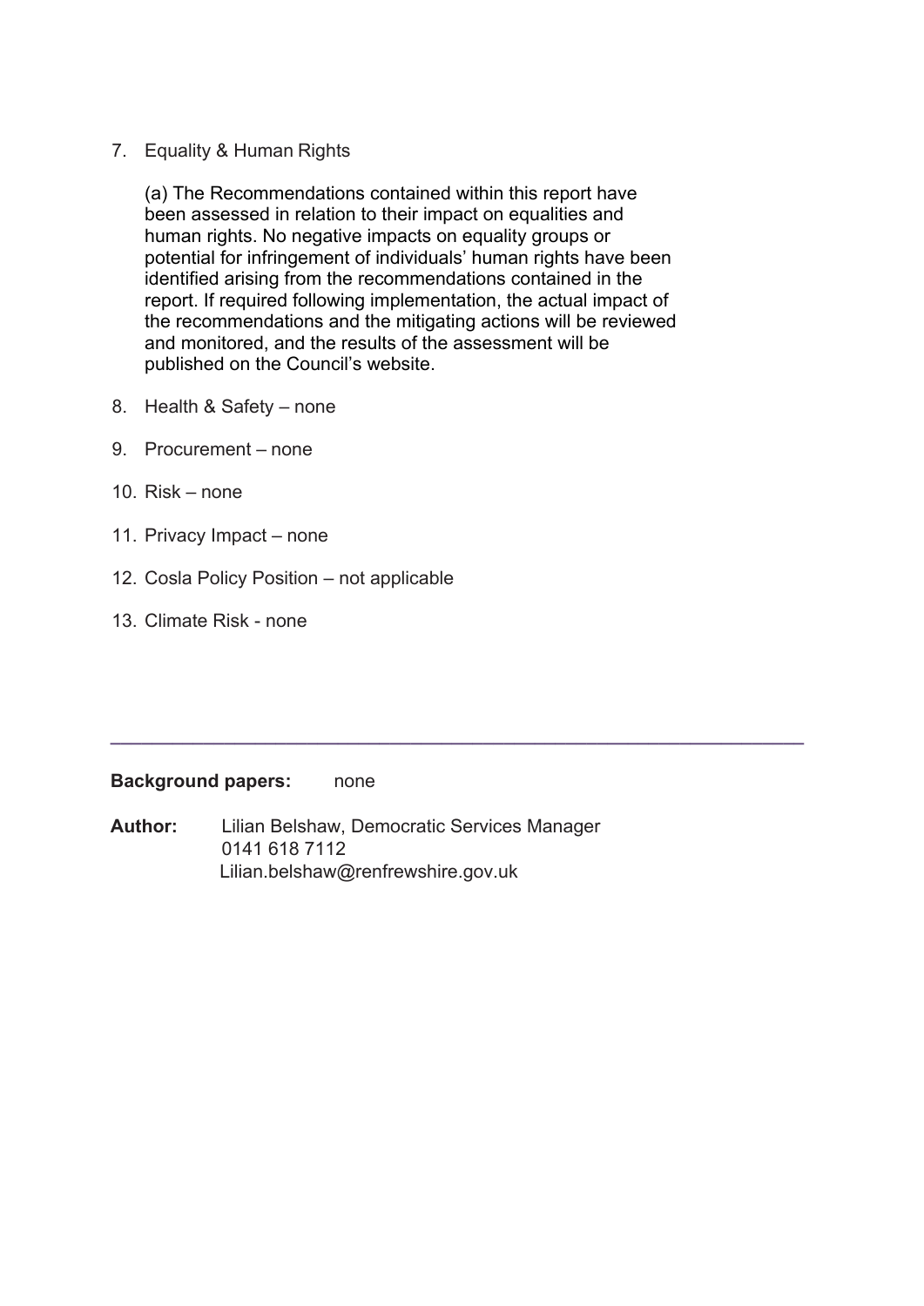7. Equality & Human Rights

   (a) The Recommendations contained within this report have been assessed in relation to their impact on equalities and human rights. No negative impacts on equality groups or potential for infringement of individuals' human rights have been identified arising from the recommendations contained in the report. If required following implementation, the actual impact of the recommendations and the mitigating actions will be reviewed and monitored, and the results of the assessment will be published on the Council's website.

8. Health & Safety – none

9. Procurement – none

10. Risk – none

11. Privacy Impact – none

12. Cosla Policy Position – not applicable

13. Climate Risk - none

---

**Background papers:** none

**Author:** Lilian Belshaw, Democratic Services Manager
0141 618 7112
Lilian.belshaw@renfrewshire.gov.uk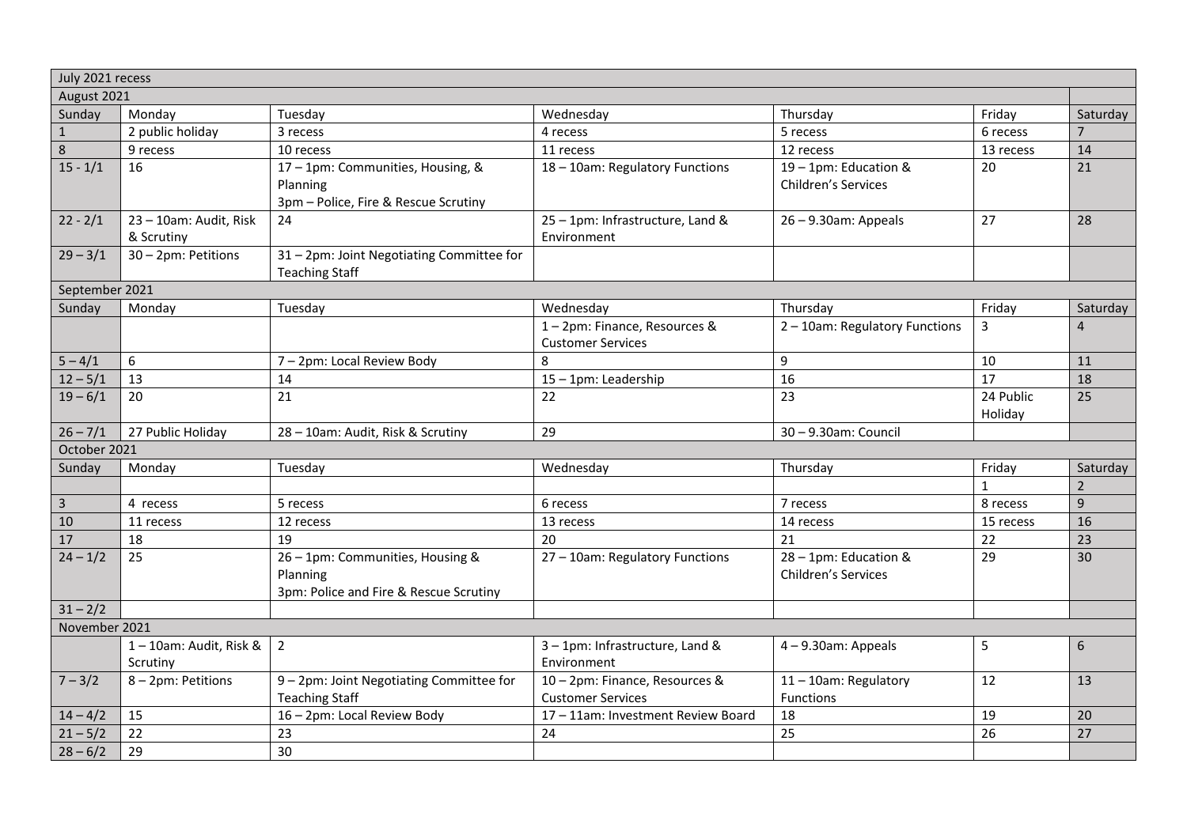| July 2021 recess | | | | | | |
|---|---|---|---|---|---|---|
| August 2021 | | | | | | |
| Sunday | Monday | Tuesday | Wednesday | Thursday | Friday | Saturday |
| 1 | 2 public holiday | 3 recess | 4 recess | 5 recess | 6 recess | 7 |
| 8 | 9 recess | 10 recess | 11 recess | 12 recess | 13 recess | 14 |
| 15 - 1/1 | 16 | 17 – 1pm: Communities, Housing, & Planning<br>3pm – Police, Fire & Rescue Scrutiny | 18 – 10am: Regulatory Functions | 19 – 1pm: Education & Children's Services | 20 | 21 |
| 22 - 2/1 | 23 – 10am: Audit, Risk & Scrutiny | 24 | 25 – 1pm: Infrastructure, Land & Environment | 26 – 9.30am: Appeals | 27 | 28 |
| 29 – 3/1 | 30 – 2pm: Petitions | 31 – 2pm: Joint Negotiating Committee for Teaching Staff | | | | |
| September 2021 | | | | | | |
| Sunday | Monday | Tuesday | Wednesday | Thursday | Friday | Saturday |
| | | | 1 – 2pm: Finance, Resources & Customer Services | 2 – 10am: Regulatory Functions | 3 | 4 |
| 5 – 4/1 | 6 | 7 – 2pm: Local Review Body | 8 | 9 | 10 | 11 |
| 12 – 5/1 | 13 | 14 | 15 – 1pm: Leadership | 16 | 17 | 18 |
| 19 – 6/1 | 20 | 21 | 22 | 23 | 24 Public Holiday | 25 |
| 26 – 7/1 | 27 Public Holiday | 28 – 10am: Audit, Risk & Scrutiny | 29 | 30 – 9.30am: Council | | |
| October 2021 | | | | | | |
| Sunday | Monday | Tuesday | Wednesday | Thursday | Friday | Saturday |
| | | | | | 1 | 2 |
| 3 | 4 recess | 5 recess | 6 recess | 7 recess | 8 recess | 9 |
| 10 | 11 recess | 12 recess | 13 recess | 14 recess | 15 recess | 16 |
| 17 | 18 | 19 | 20 | 21 | 22 | 23 |
| 24 – 1/2 | 25 | 26 – 1pm: Communities, Housing & Planning<br>3pm: Police and Fire & Rescue Scrutiny | 27 – 10am: Regulatory Functions | 28 – 1pm: Education & Children's Services | 29 | 30 |
| 31 – 2/2 | | | | | | |
| November 2021 | | | | | | |
| | 1 – 10am: Audit, Risk & Scrutiny | 2 | 3 – 1pm: Infrastructure, Land & Environment | 4 – 9.30am: Appeals | 5 | 6 |
| 7 – 3/2 | 8 – 2pm: Petitions | 9 – 2pm: Joint Negotiating Committee for Teaching Staff | 10 – 2pm: Finance, Resources & Customer Services | 11 – 10am: Regulatory Functions | 12 | 13 |
| 14 – 4/2 | 15 | 16 – 2pm: Local Review Body | 17 – 11am: Investment Review Board | 18 | 19 | 20 |
| 21 – 5/2 | 22 | 23 | 24 | 25 | 26 | 27 |
| 28 – 6/2 | 29 | 30 | | | | |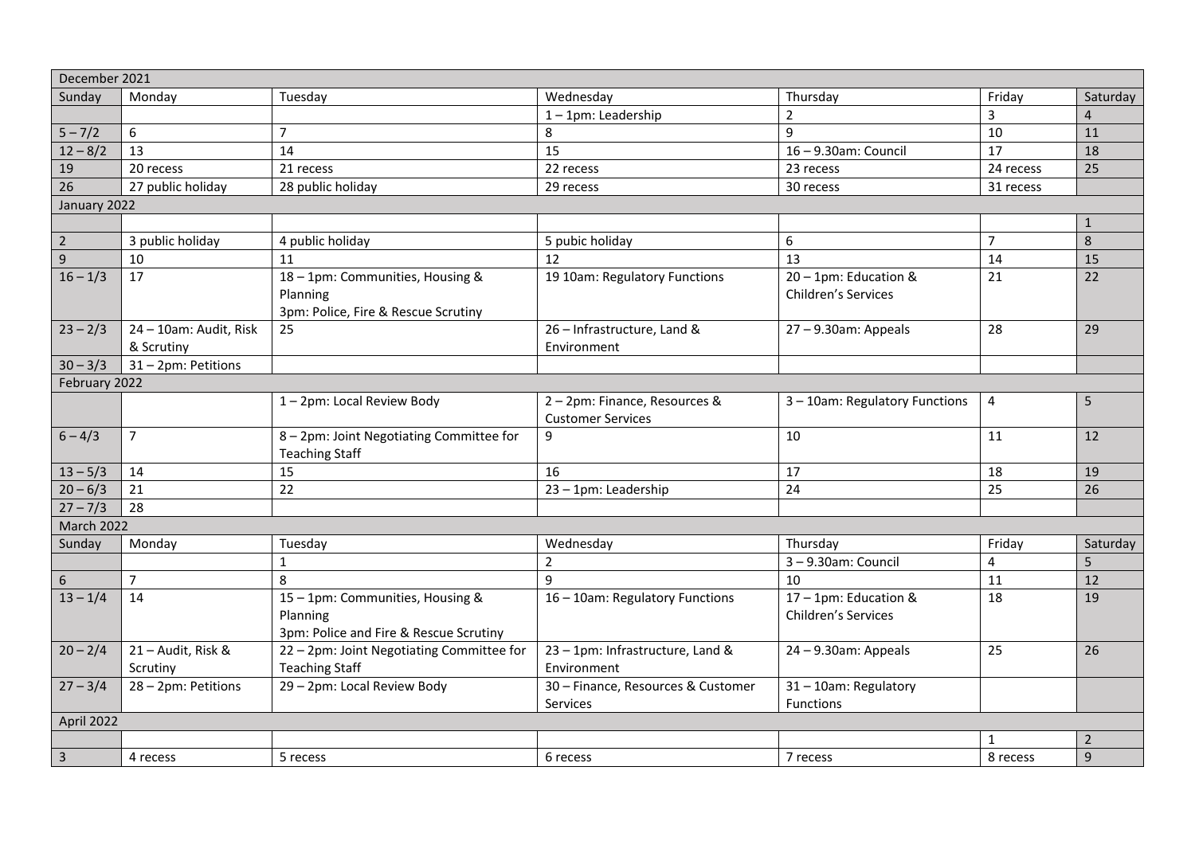| December 2021 | | | | | | |
|---|---|---|---|---|---|---|
| Sunday | Monday | Tuesday | Wednesday | Thursday | Friday | Saturday |
| | | | 1 – 1pm: Leadership | 2 | 3 | 4 |
| 5 – 7/2 | 6 | 7 | 8 | 9 | 10 | 11 |
| 12 – 8/2 | 13 | 14 | 15 | 16 – 9.30am: Council | 17 | 18 |
| 19 | 20 recess | 21 recess | 22 recess | 23 recess | 24 recess | 25 |
| 26 | 27 public holiday | 28 public holiday | 29 recess | 30 recess | 31 recess | |
| January 2022 | | | | | | |
| | | | | | | 1 |
| 2 | 3 public holiday | 4 public holiday | 5 pubic holiday | 6 | 7 | 8 |
| 9 | 10 | 11 | 12 | 13 | 14 | 15 |
| 16 – 1/3 | 17 | 18 – 1pm: Communities, Housing & Planning<br>3pm: Police, Fire & Rescue Scrutiny | 19 10am: Regulatory Functions | 20 – 1pm: Education & Children's Services | 21 | 22 |
| 23 – 2/3 | 24 – 10am: Audit, Risk & Scrutiny | 25 | 26 – Infrastructure, Land & Environment | 27 – 9.30am: Appeals | 28 | 29 |
| 30 – 3/3 | 31 – 2pm: Petitions | | | | | |
| February 2022 | | | | | | |
| | | 1 – 2pm: Local Review Body | 2 – 2pm: Finance, Resources & Customer Services | 3 – 10am: Regulatory Functions | 4 | 5 |
| 6 – 4/3 | 7 | 8 – 2pm: Joint Negotiating Committee for Teaching Staff | 9 | 10 | 11 | 12 |
| 13 – 5/3 | 14 | 15 | 16 | 17 | 18 | 19 |
| 20 – 6/3 | 21 | 22 | 23 – 1pm: Leadership | 24 | 25 | 26 |
| 27 – 7/3 | 28 | | | | | |
| March 2022 | | | | | | |
| Sunday | Monday | Tuesday | Wednesday | Thursday | Friday | Saturday |
| | | 1 | 2 | 3 – 9.30am: Council | 4 | 5 |
| 6 | 7 | 8 | 9 | 10 | 11 | 12 |
| 13 – 1/4 | 14 | 15 – 1pm: Communities, Housing & Planning<br>3pm: Police and Fire & Rescue Scrutiny | 16 – 10am: Regulatory Functions | 17 – 1pm: Education & Children's Services | 18 | 19 |
| 20 – 2/4 | 21 – Audit, Risk & Scrutiny | 22 – 2pm: Joint Negotiating Committee for Teaching Staff | 23 – 1pm: Infrastructure, Land & Environment | 24 – 9.30am: Appeals | 25 | 26 |
| 27 – 3/4 | 28 – 2pm: Petitions | 29 – 2pm: Local Review Body | 30 – Finance, Resources & Customer Services | 31 – 10am: Regulatory Functions | | |
| April 2022 | | | | | | |
| | | | | | 1 | 2 |
| 3 | 4 recess | 5 recess | 6 recess | 7 recess | 8 recess | 9 |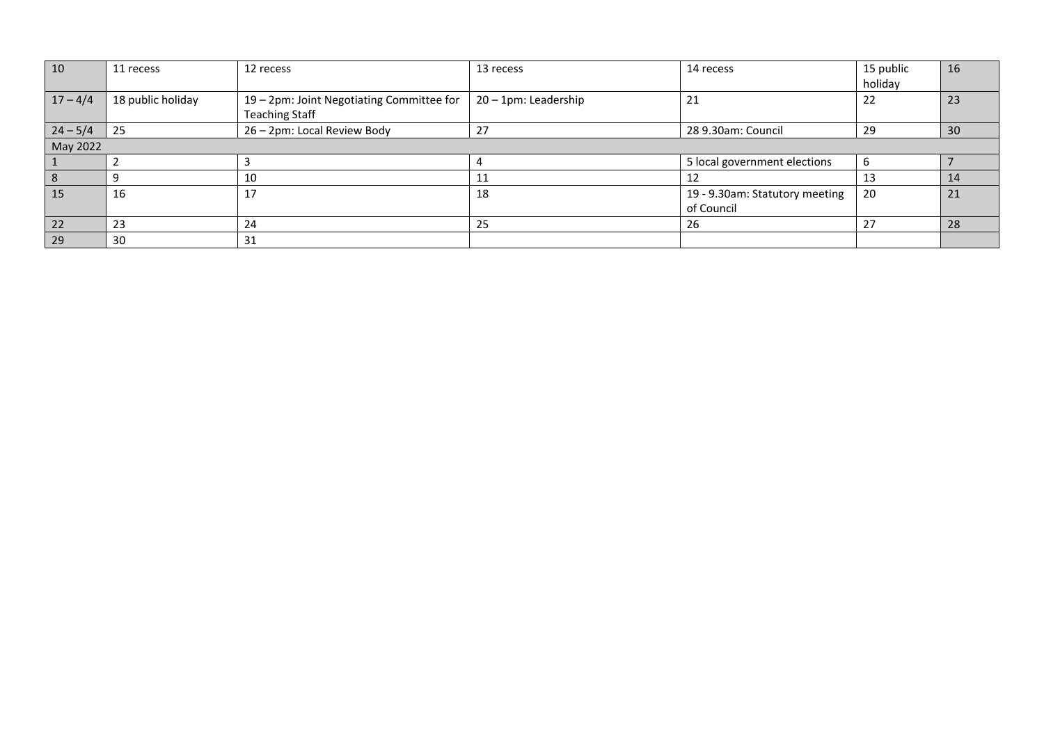| | | | | | | |
|---|---|---|---|---|---|---|
| 10 | 11 recess | 12 recess | 13 recess | 14 recess | 15 public holiday | 16 |
| 17 – 4/4 | 18 public holiday | 19 – 2pm: Joint Negotiating Committee for Teaching Staff | 20 – 1pm: Leadership | 21 | 22 | 23 |
| 24 – 5/4 | 25 | 26 – 2pm: Local Review Body | 27 | 28 9.30am: Council | 29 | 30 |
| May 2022 | | | | | | |
| 1 | 2 | 3 | 4 | 5 local government elections | 6 | 7 |
| 8 | 9 | 10 | 11 | 12 | 13 | 14 |
| 15 | 16 | 17 | 18 | 19 - 9.30am: Statutory meeting of Council | 20 | 21 |
| 22 | 23 | 24 | 25 | 26 | 27 | 28 |
| 29 | 30 | 31 | | | | |